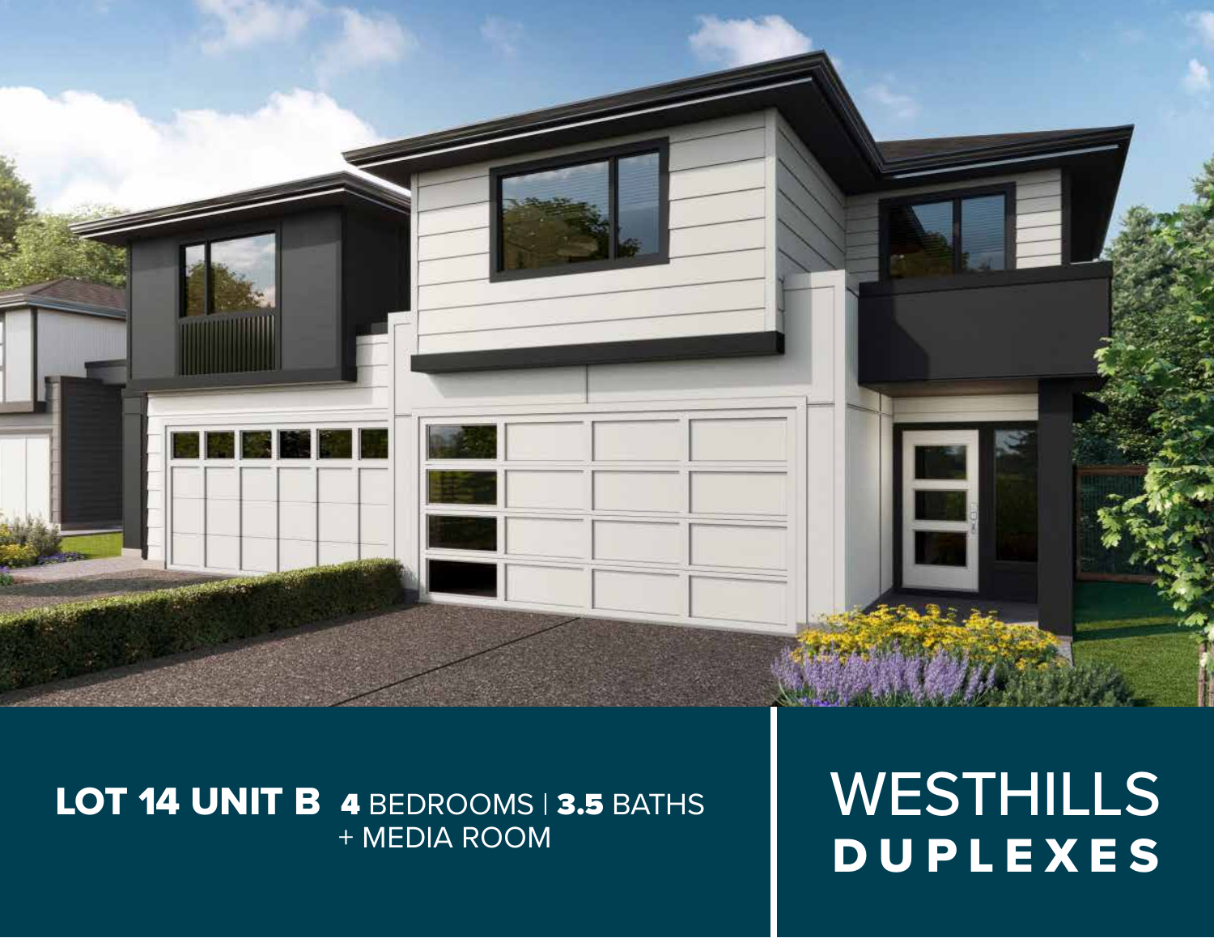**LOT 14 UNIT B** **4** BEDROOMS | **3.5** BATHS + MEDIA ROOM

# WESTHILLS DUPLEXES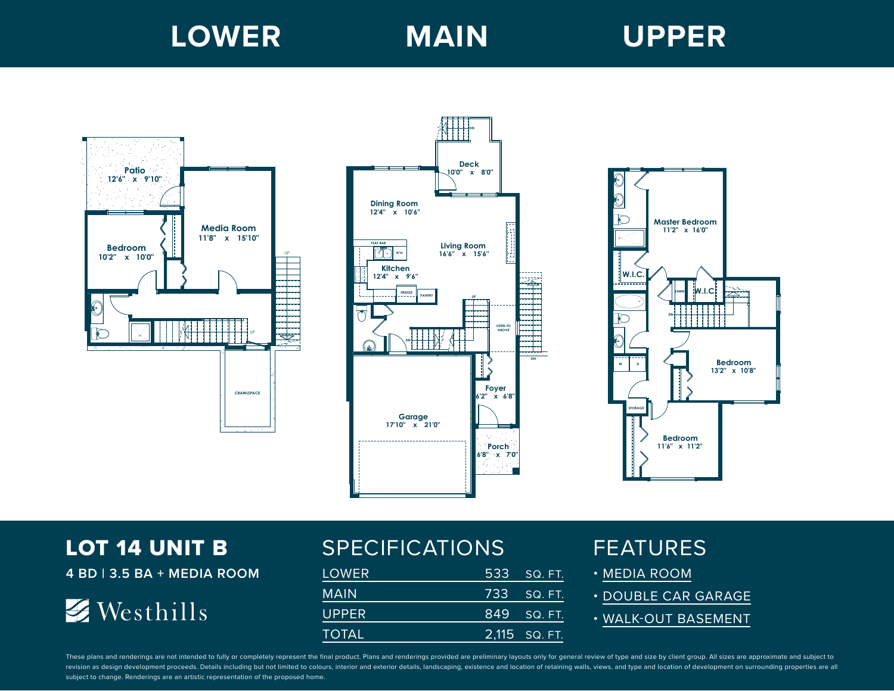# LOWER

# MAIN

# UPPER

Patio
12'6" x 9'10"

Media Room
11'8" x 15'10"

Bedroom
10'2" x 10'0"

UP

UP

CRAWLSPACE

Deck
10'0" x 8'0"

DN

Dining Room
12'4" x 10'6"

Living Room
16'6" x 15'6"

FLAT BAR

d/w

Kitchen
12'4" x 9'6"

FRIDGE

PANTRY

UP

OPEN TO ABOVE

DN

DN

Foyer
6'2" x 6'8"

Garage
17'10" x 21'0"

Porch
6'8" x 7'0"

Master Bedroom
11'2" x 16'0"

W.I.C.

LINEN

W.I.C

DN

W

D

Bedroom
13'2" x 10'8"

STORAGE

Bedroom
11'6" x 11'2"

## LOT 14 UNIT B

**4 BD | 3.5 BA + MEDIA ROOM**

Westhills

## SPECIFICATIONS

| | | |
|---|---|---|
| LOWER | 533 | SQ. FT. |
| MAIN | 733 | SQ. FT. |
| UPPER | 849 | SQ. FT. |
| TOTAL | 2,115 | SQ. FT. |

## FEATURES

- MEDIA ROOM
- DOUBLE CAR GARAGE
- WALK-OUT BASEMENT

These plans and renderings are not intended to fully or completely represent the final product. Plans and renderings provided are preliminary layouts only for general review of type and size by client group. All sizes are approximate and subject to revision as design development proceeds. Details including but not limited to colours, interior and exterior details, landscaping, existence and location of retaining walls, views, and type and location of development on surrounding properties are all subject to change. Renderings are an artistic representation of the proposed home.